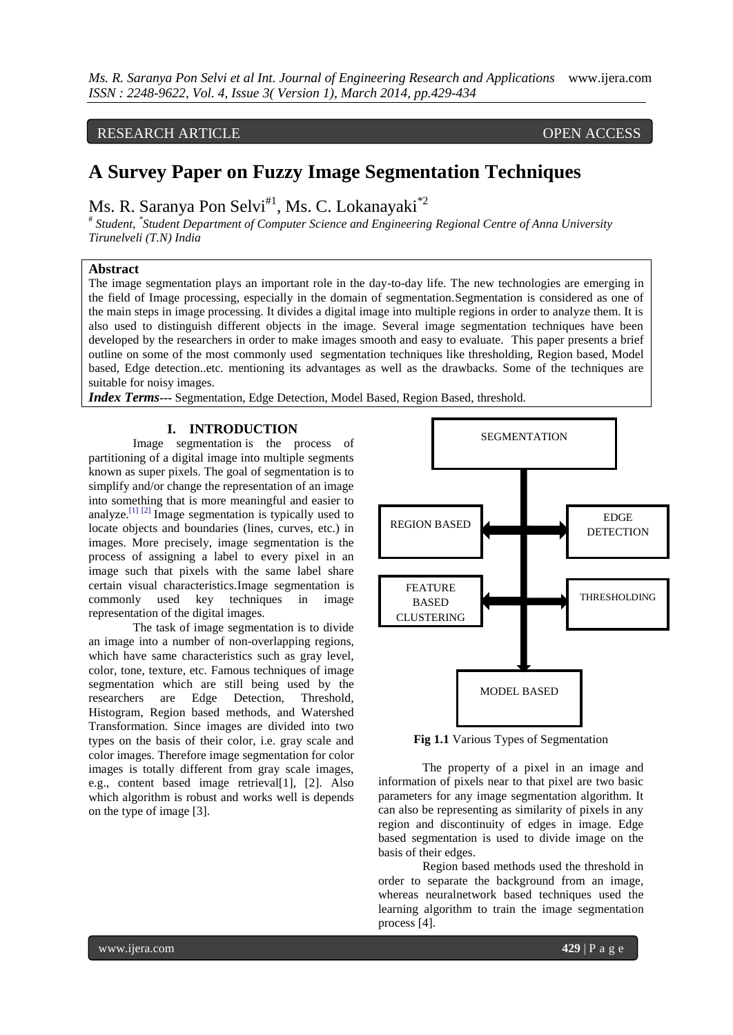RESEARCH ARTICLE OPEN ACCESS

# A Survey Paper on Fuzzy Image Segmentation Techniques

Ms. R. Saranya Pon Selvi[#1], Ms. C. Lokanayaki[*2]

[#] *Student,* [*] *Student Department of Computer Science and Engineering Regional Centre of Anna University Tirunelveli (T.N) India*

## Abstract

The image segmentation plays an important role in the day-to-day life. The new technologies are emerging in the field of Image processing, especially in the domain of segmentation.Segmentation is considered as one of the main steps in image processing. It divides a digital image into multiple regions in order to analyze them. It is also used to distinguish different objects in the image. Several image segmentation techniques have been developed by the researchers in order to make images smooth and easy to evaluate. This paper presents a brief outline on some of the most commonly used segmentation techniques like thresholding, Region based, Model based, Edge detection..etc. mentioning its advantages as well as the drawbacks. Some of the techniques are suitable for noisy images.

***Index Terms***--- Segmentation, Edge Detection, Model Based, Region Based, threshold.

## I. INTRODUCTION

Image segmentation is the process of partitioning of a digital image into multiple segments known as super pixels. The goal of segmentation is to simplify and/or change the representation of an image into something that is more meaningful and easier to analyze.[1] [2] Image segmentation is typically used to locate objects and boundaries (lines, curves, etc.) in images. More precisely, image segmentation is the process of assigning a label to every pixel in an image such that pixels with the same label share certain visual characteristics.Image segmentation is commonly used key techniques in image representation of the digital images.

The task of image segmentation is to divide an image into a number of non-overlapping regions, which have same characteristics such as gray level, color, tone, texture, etc. Famous techniques of image segmentation which are still being used by the researchers are Edge Detection, Threshold, Histogram, Region based methods, and Watershed Transformation. Since images are divided into two types on the basis of their color, i.e. gray scale and color images. Therefore image segmentation for color images is totally different from gray scale images, e.g., content based image retrieval[1], [2]. Also which algorithm is robust and works well is depends on the type of image [3].

SEGMENTATION → REGION BASED, EDGE DETECTION, FEATURE BASED CLUSTERING, THRESHOLDING, MODEL BASED

**Fig 1.1** Various Types of Segmentation

The property of a pixel in an image and information of pixels near to that pixel are two basic parameters for any image segmentation algorithm. It can also be representing as similarity of pixels in any region and discontinuity of edges in image. Edge based segmentation is used to divide image on the basis of their edges.

Region based methods used the threshold in order to separate the background from an image, whereas neuralnetwork based techniques used the learning algorithm to train the image segmentation process [4].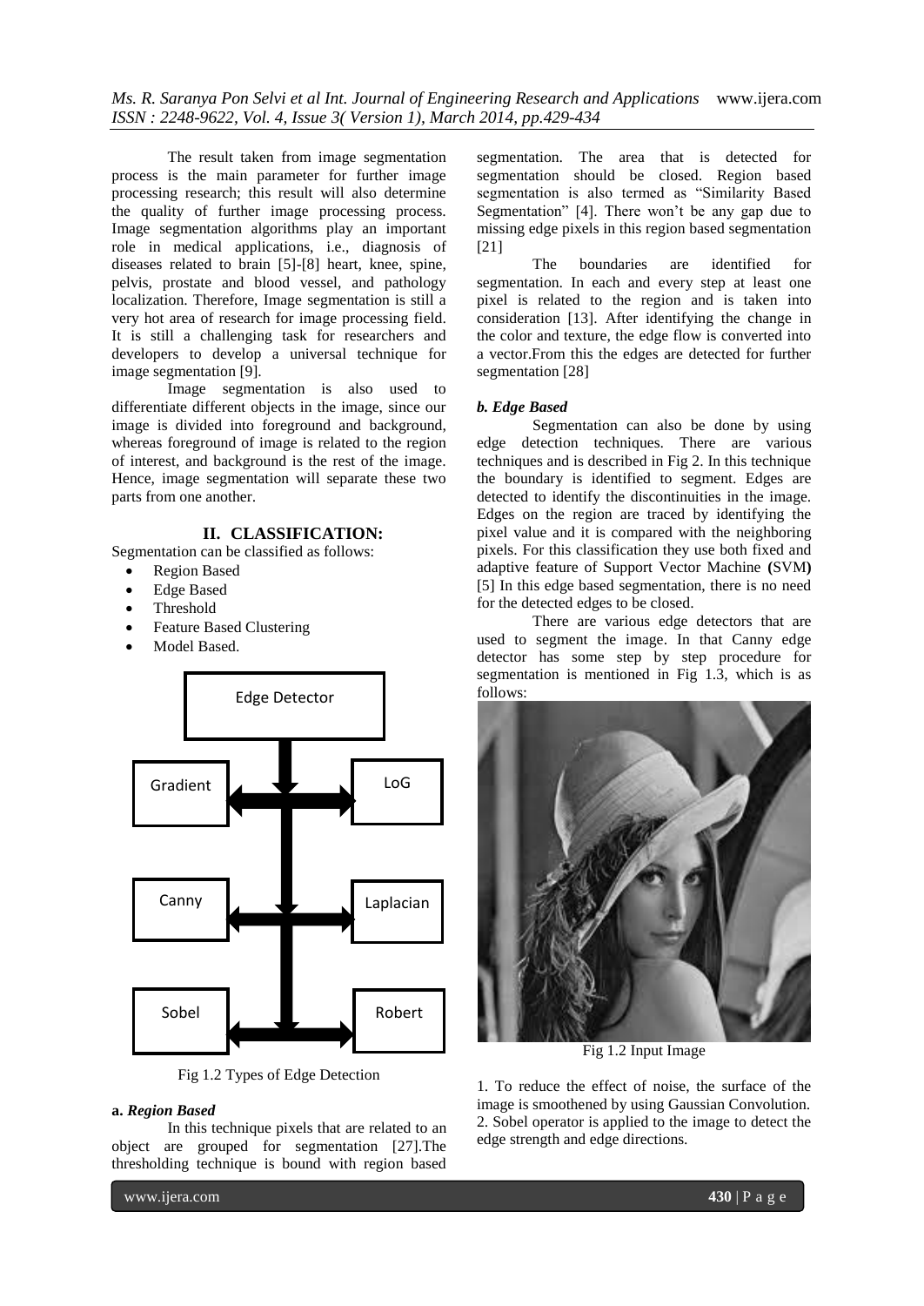The result taken from image segmentation process is the main parameter for further image processing research; this result will also determine the quality of further image processing process. Image segmentation algorithms play an important role in medical applications, i.e., diagnosis of diseases related to brain [5]-[8] heart, knee, spine, pelvis, prostate and blood vessel, and pathology localization. Therefore, Image segmentation is still a very hot area of research for image processing field. It is still a challenging task for researchers and developers to develop a universal technique for image segmentation [9].

Image segmentation is also used to differentiate different objects in the image, since our image is divided into foreground and background, whereas foreground of image is related to the region of interest, and background is the rest of the image. Hence, image segmentation will separate these two parts from one another.

## II. CLASSIFICATION:

Segmentation can be classified as follows:

- Region Based
- Edge Based
- Threshold
- Feature Based Clustering
- Model Based.

Edge Detector: Gradient, LoG, Canny, Laplacian, Sobel, Robert

Fig 1.2 Types of Edge Detection

**a.** ***Region Based***

In this technique pixels that are related to an object are grouped for segmentation [27].The thresholding technique is bound with region based segmentation. The area that is detected for segmentation should be closed. Region based segmentation is also termed as "Similarity Based Segmentation" [4]. There won't be any gap due to missing edge pixels in this region based segmentation [21]

The boundaries are identified for segmentation. In each and every step at least one pixel is related to the region and is taken into consideration [13]. After identifying the change in the color and texture, the edge flow is converted into a vector.From this the edges are detected for further segmentation [28]

***b. Edge Based***

Segmentation can also be done by using edge detection techniques. There are various techniques and is described in Fig 2. In this technique the boundary is identified to segment. Edges are detected to identify the discontinuities in the image. Edges on the region are traced by identifying the pixel value and it is compared with the neighboring pixels. For this classification they use both fixed and adaptive feature of Support Vector Machine **(**SVM**)** [5] In this edge based segmentation, there is no need for the detected edges to be closed.

There are various edge detectors that are used to segment the image. In that Canny edge detector has some step by step procedure for segmentation is mentioned in Fig 1.3, which is as follows:

Fig 1.2 Input Image

1. To reduce the effect of noise, the surface of the image is smoothened by using Gaussian Convolution.
2. Sobel operator is applied to the image to detect the edge strength and edge directions.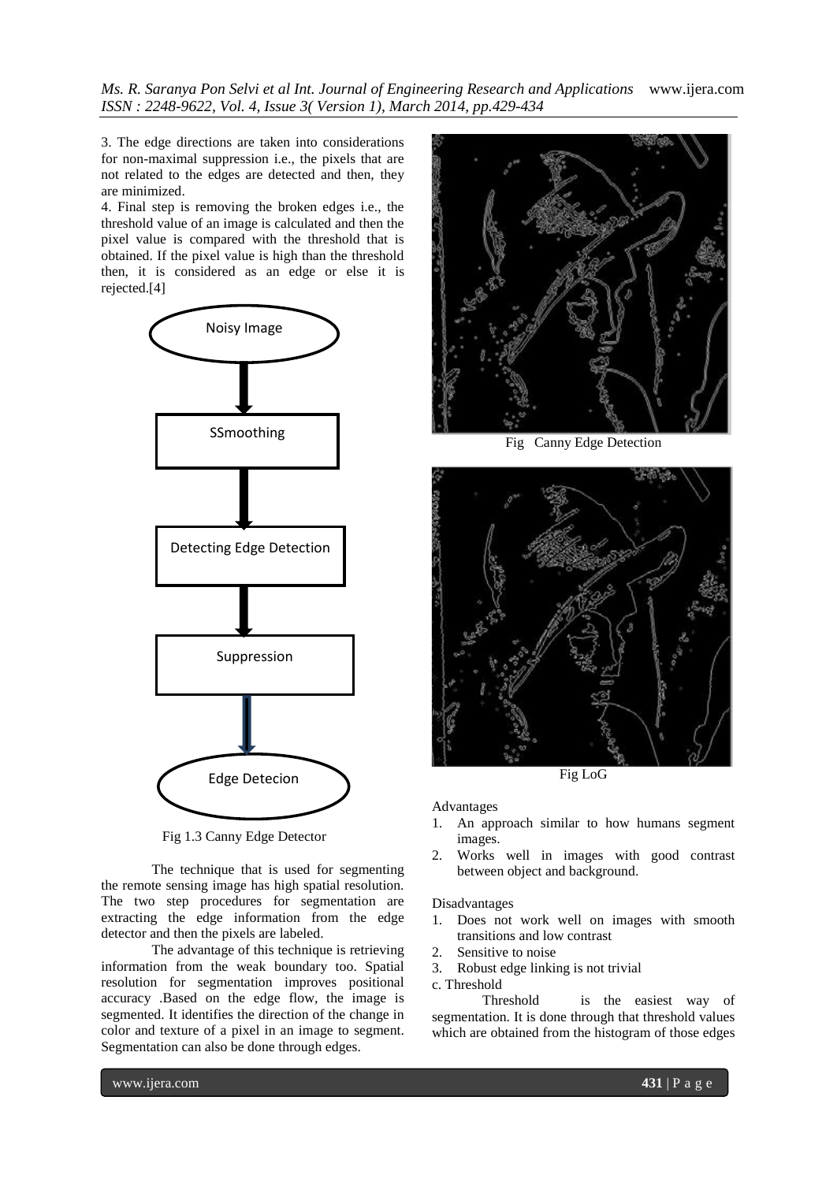3. The edge directions are taken into considerations for non-maximal suppression i.e., the pixels that are not related to the edges are detected and then, they are minimized.

4. Final step is removing the broken edges i.e., the threshold value of an image is calculated and then the pixel value is compared with the threshold that is obtained. If the pixel value is high than the threshold then, it is considered as an edge or else it is rejected.[4]

Noisy Image → SSmoothing → Detecting Edge Detection → Suppression → Edge Detecion

Fig 1.3 Canny Edge Detector

The technique that is used for segmenting the remote sensing image has high spatial resolution. The two step procedures for segmentation are extracting the edge information from the edge detector and then the pixels are labeled.

The advantage of this technique is retrieving information from the weak boundary too. Spatial resolution for segmentation improves positional accuracy .Based on the edge flow, the image is segmented. It identifies the direction of the change in color and texture of a pixel in an image to segment. Segmentation can also be done through edges.

Fig Canny Edge Detection

Fig LoG

Advantages

1. An approach similar to how humans segment images.
2. Works well in images with good contrast between object and background.

Disadvantages

1. Does not work well on images with smooth transitions and low contrast
2. Sensitive to noise
3. Robust edge linking is not trivial

c. Threshold

Threshold is the easiest way of segmentation. It is done through that threshold values which are obtained from the histogram of those edges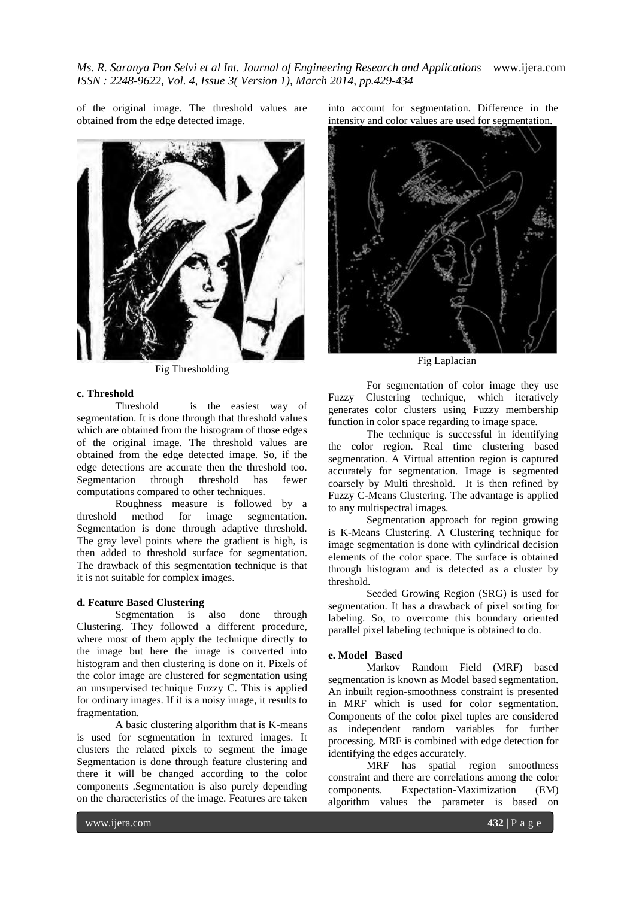of the original image. The threshold values are obtained from the edge detected image.

Fig Thresholding

### c. Threshold

Threshold is the easiest way of segmentation. It is done through that threshold values which are obtained from the histogram of those edges of the original image. The threshold values are obtained from the edge detected image. So, if the edge detections are accurate then the threshold too. Segmentation through threshold has fewer computations compared to other techniques.

Roughness measure is followed by a threshold method for image segmentation. Segmentation is done through adaptive threshold. The gray level points where the gradient is high, is then added to threshold surface for segmentation. The drawback of this segmentation technique is that it is not suitable for complex images.

### d. Feature Based Clustering

Segmentation is also done through Clustering. They followed a different procedure, where most of them apply the technique directly to the image but here the image is converted into histogram and then clustering is done on it. Pixels of the color image are clustered for segmentation using an unsupervised technique Fuzzy C. This is applied for ordinary images. If it is a noisy image, it results to fragmentation.

A basic clustering algorithm that is K-means is used for segmentation in textured images. It clusters the related pixels to segment the image Segmentation is done through feature clustering and there it will be changed according to the color components .Segmentation is also purely depending on the characteristics of the image. Features are taken into account for segmentation. Difference in the intensity and color values are used for segmentation.

Fig Laplacian

For segmentation of color image they use Fuzzy Clustering technique, which iteratively generates color clusters using Fuzzy membership function in color space regarding to image space.

The technique is successful in identifying the color region. Real time clustering based segmentation. A Virtual attention region is captured accurately for segmentation. Image is segmented coarsely by Multi threshold. It is then refined by Fuzzy C-Means Clustering. The advantage is applied to any multispectral images.

Segmentation approach for region growing is K-Means Clustering. A Clustering technique for image segmentation is done with cylindrical decision elements of the color space. The surface is obtained through histogram and is detected as a cluster by threshold.

Seeded Growing Region (SRG) is used for segmentation. It has a drawback of pixel sorting for labeling. So, to overcome this boundary oriented parallel pixel labeling technique is obtained to do.

### e. Model Based

Markov Random Field (MRF) based segmentation is known as Model based segmentation. An inbuilt region-smoothness constraint is presented in MRF which is used for color segmentation. Components of the color pixel tuples are considered as independent random variables for further processing. MRF is combined with edge detection for identifying the edges accurately.

MRF has spatial region smoothness constraint and there are correlations among the color components. Expectation-Maximization (EM) algorithm values the parameter is based on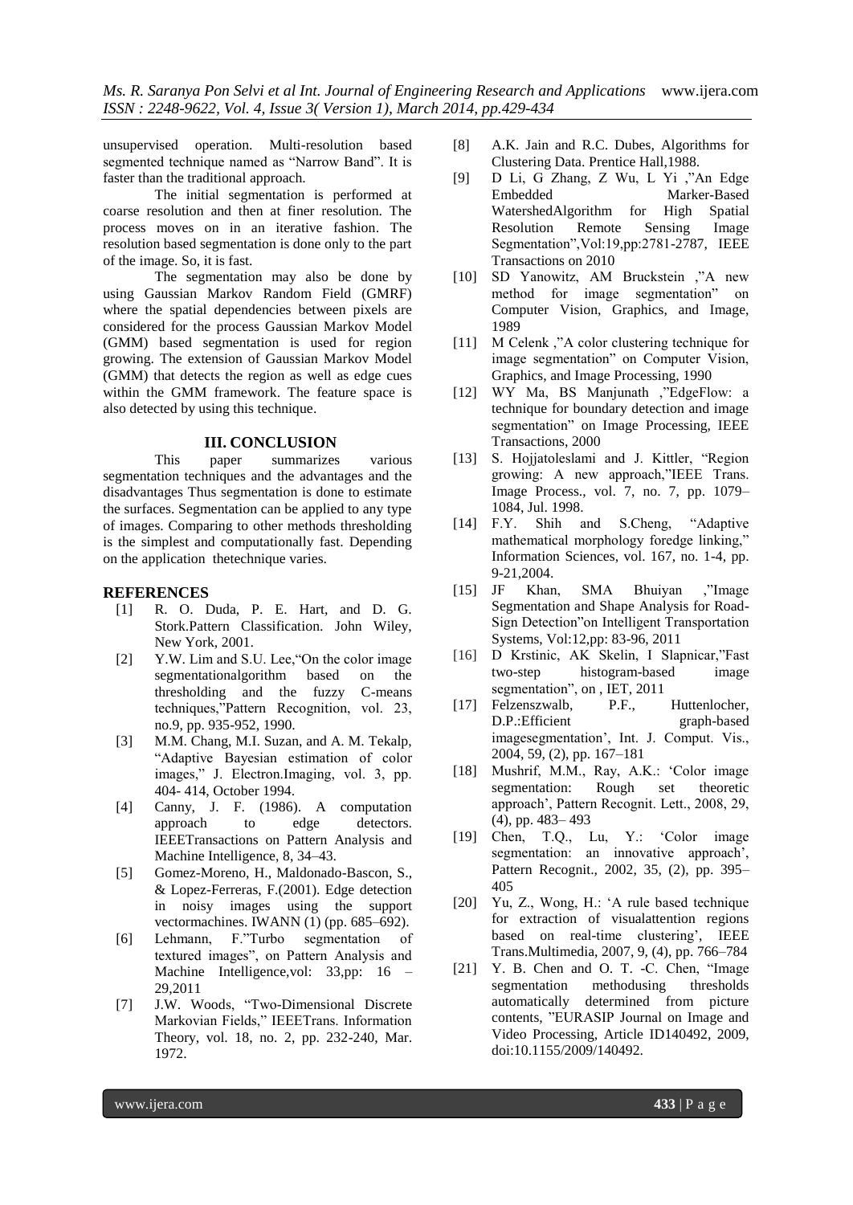unsupervised operation. Multi-resolution based segmented technique named as "Narrow Band". It is faster than the traditional approach.

The initial segmentation is performed at coarse resolution and then at finer resolution. The process moves on in an iterative fashion. The resolution based segmentation is done only to the part of the image. So, it is fast.

The segmentation may also be done by using Gaussian Markov Random Field (GMRF) where the spatial dependencies between pixels are considered for the process Gaussian Markov Model (GMM) based segmentation is used for region growing. The extension of Gaussian Markov Model (GMM) that detects the region as well as edge cues within the GMM framework. The feature space is also detected by using this technique.

## III. CONCLUSION

This paper summarizes various segmentation techniques and the advantages and the disadvantages Thus segmentation is done to estimate the surfaces. Segmentation can be applied to any type of images. Comparing to other methods thresholding is the simplest and computationally fast. Depending on the application thetechnique varies.

## REFERENCES

[1] R. O. Duda, P. E. Hart, and D. G. Stork.Pattern Classification. John Wiley, New York, 2001.

[2] Y.W. Lim and S.U. Lee,"On the color image segmentationalgorithm based on the thresholding and the fuzzy C-means techniques,"Pattern Recognition, vol. 23, no.9, pp. 935-952, 1990.

[3] M.M. Chang, M.I. Suzan, and A. M. Tekalp, "Adaptive Bayesian estimation of color images," J. Electron.Imaging, vol. 3, pp. 404- 414, October 1994.

[4] Canny, J. F. (1986). A computation approach to edge detectors. IEEETransactions on Pattern Analysis and Machine Intelligence, 8, 34–43.

[5] Gomez-Moreno, H., Maldonado-Bascon, S., & Lopez-Ferreras, F.(2001). Edge detection in noisy images using the support vectormachines. IWANN (1) (pp. 685–692).

[6] Lehmann, F."Turbo segmentation of textured images", on Pattern Analysis and Machine Intelligence,vol: 33,pp: 16 – 29,2011

[7] J.W. Woods, "Two-Dimensional Discrete Markovian Fields," IEEETrans. Information Theory, vol. 18, no. 2, pp. 232-240, Mar. 1972.

[8] A.K. Jain and R.C. Dubes, Algorithms for Clustering Data. Prentice Hall,1988.

[9] D Li, G Zhang, Z Wu, L Yi ,"An Edge Embedded Marker-Based WatershedAlgorithm for High Spatial Resolution Remote Sensing Image Segmentation",Vol:19,pp:2781-2787, IEEE Transactions on 2010

[10] SD Yanowitz, AM Bruckstein ,"A new method for image segmentation" on Computer Vision, Graphics, and Image, 1989

[11] M Celenk ,"A color clustering technique for image segmentation" on Computer Vision, Graphics, and Image Processing, 1990

[12] WY Ma, BS Manjunath ,"EdgeFlow: a technique for boundary detection and image segmentation" on Image Processing, IEEE Transactions, 2000

[13] S. Hojjatoleslami and J. Kittler, "Region growing: A new approach,"IEEE Trans. Image Process., vol. 7, no. 7, pp. 1079–1084, Jul. 1998.

[14] F.Y. Shih and S.Cheng, "Adaptive mathematical morphology foredge linking," Information Sciences, vol. 167, no. 1-4, pp. 9-21,2004.

[15] JF Khan, SMA Bhuiyan ,"Image Segmentation and Shape Analysis for Road-Sign Detection"on Intelligent Transportation Systems, Vol:12,pp: 83-96, 2011

[16] D Krstinic, AK Skelin, I Slapnicar,"Fast two-step histogram-based image segmentation", on , IET, 2011

[17] Felzenszwalb, P.F., Huttenlocher, D.P.:Efficient graph-based imagesegmentation', Int. J. Comput. Vis., 2004, 59, (2), pp. 167–181

[18] Mushrif, M.M., Ray, A.K.: 'Color image segmentation: Rough set theoretic approach', Pattern Recognit. Lett., 2008, 29, (4), pp. 483– 493

[19] Chen, T.Q., Lu, Y.: 'Color image segmentation: an innovative approach', Pattern Recognit., 2002, 35, (2), pp. 395–405

[20] Yu, Z., Wong, H.: 'A rule based technique for extraction of visualattention regions based on real-time clustering', IEEE Trans.Multimedia, 2007, 9, (4), pp. 766–784

[21] Y. B. Chen and O. T. -C. Chen, "Image segmentation methodusing thresholds automatically determined from picture contents, "EURASIP Journal on Image and Video Processing, Article ID140492, 2009, doi:10.1155/2009/140492.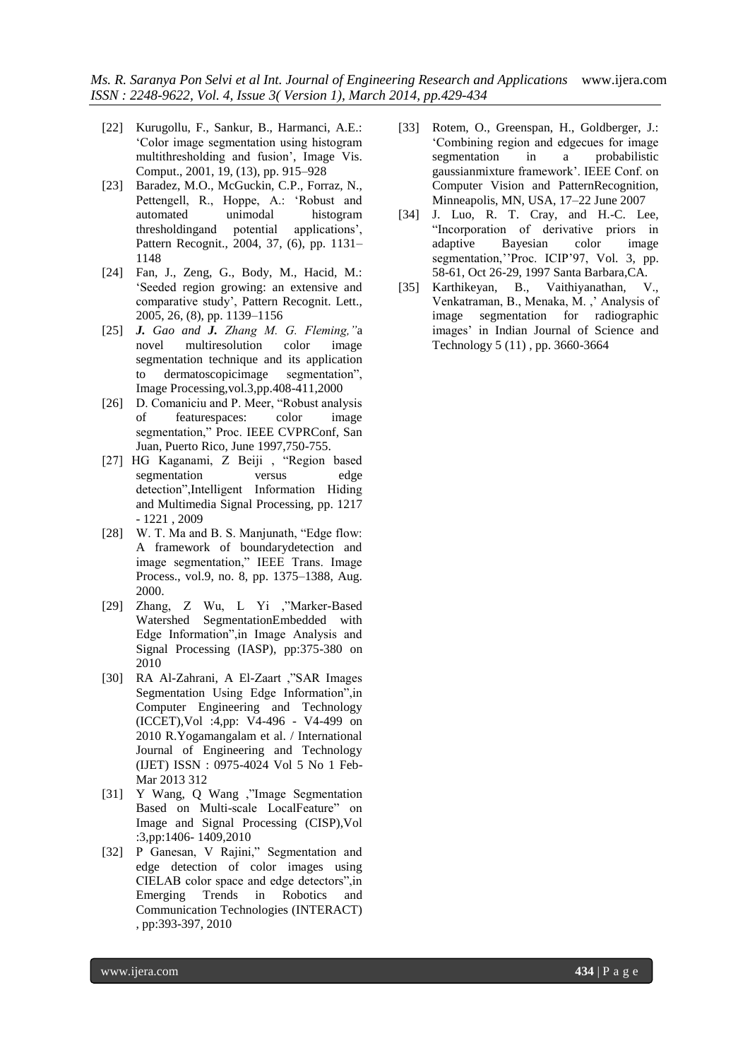[22] Kurugollu, F., Sankur, B., Harmanci, A.E.: 'Color image segmentation using histogram multithresholding and fusion', Image Vis. Comput., 2001, 19, (13), pp. 915–928

[23] Baradez, M.O., McGuckin, C.P., Forraz, N., Pettengell, R., Hoppe, A.: 'Robust and automated unimodal histogram thresholdingand potential applications', Pattern Recognit., 2004, 37, (6), pp. 1131–1148

[24] Fan, J., Zeng, G., Body, M., Hacid, M.: 'Seeded region growing: an extensive and comparative study', Pattern Recognit. Lett., 2005, 26, (8), pp. 1139–1156

[25] ***J.*** *Gao and* ***J.*** *Zhang M. G. Fleming,"*a novel multiresolution color image segmentation technique and its application to dermatoscopicimage segmentation", Image Processing,vol.3,pp.408-411,2000

[26] D. Comaniciu and P. Meer, "Robust analysis of featurespaces: color image segmentation," Proc. IEEE CVPRConf, San Juan, Puerto Rico, June 1997,750-755.

[27] HG Kaganami, Z Beiji , "Region based segmentation versus edge detection",Intelligent Information Hiding and Multimedia Signal Processing, pp. 1217 - 1221 , 2009

[28] W. T. Ma and B. S. Manjunath, "Edge flow: A framework of boundarydetection and image segmentation," IEEE Trans. Image Process., vol.9, no. 8, pp. 1375–1388, Aug. 2000.

[29] Zhang, Z Wu, L Yi ,"Marker-Based Watershed SegmentationEmbedded with Edge Information",in Image Analysis and Signal Processing (IASP), pp:375-380 on 2010

[30] RA Al-Zahrani, A El-Zaart ,"SAR Images Segmentation Using Edge Information",in Computer Engineering and Technology (ICCET),Vol :4,pp: V4-496 - V4-499 on 2010 R.Yogamangalam et al. / International Journal of Engineering and Technology (IJET) ISSN : 0975-4024 Vol 5 No 1 Feb-Mar 2013 312

[31] Y Wang, Q Wang ,"Image Segmentation Based on Multi-scale LocalFeature" on Image and Signal Processing (CISP),Vol :3,pp:1406- 1409,2010

[32] P Ganesan, V Rajini," Segmentation and edge detection of color images using CIELAB color space and edge detectors",in Emerging Trends in Robotics and Communication Technologies (INTERACT) , pp:393-397, 2010

[33] Rotem, O., Greenspan, H., Goldberger, J.: 'Combining region and edgecues for image segmentation in a probabilistic gaussianmixture framework'. IEEE Conf. on Computer Vision and PatternRecognition, Minneapolis, MN, USA, 17–22 June 2007

[34] J. Luo, R. T. Cray, and H.-C. Lee, "Incorporation of derivative priors in adaptive Bayesian color image segmentation,''Proc. ICIP'97, Vol. 3, pp. 58-61, Oct 26-29, 1997 Santa Barbara,CA.

[35] Karthikeyan, B., Vaithiyanathan, V., Venkatraman, B., Menaka, M. ,' Analysis of image segmentation for radiographic images' in Indian Journal of Science and Technology 5 (11) , pp. 3660-3664